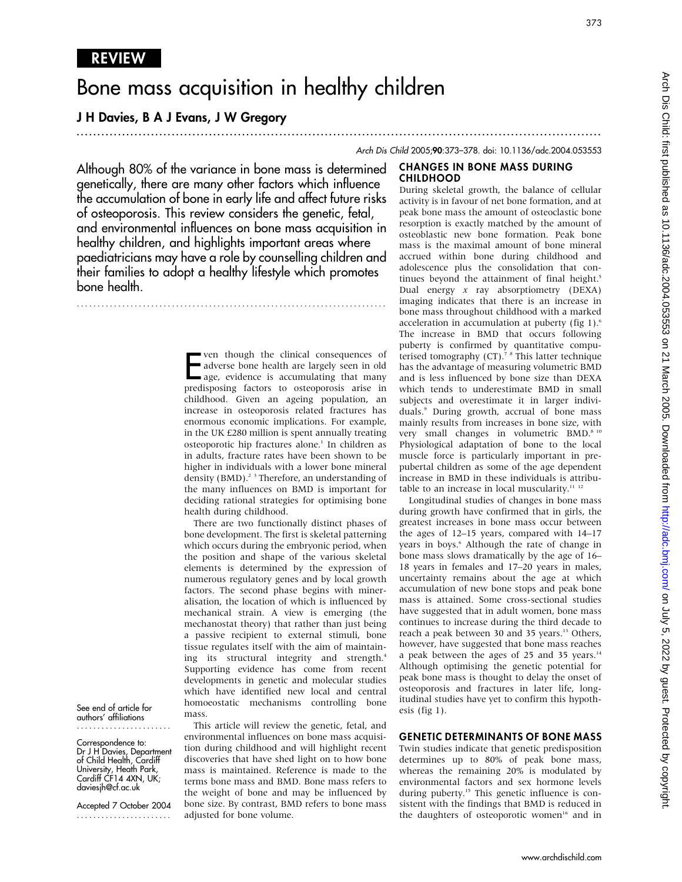REVIEW

# Bone mass acquisition in healthy children

**J H Davies, B A J Evans, J W Gregory**

Arch Dis Child 2005;90:373–378. doi: 10.1136/adc.2004.053553

Although 80% of the variance in bone mass is determined genetically, there are many other factors which influence the accumulation of bone in early life and affect future risks of osteoporosis. This review considers the genetic, fetal, and environmental influences on bone mass acquisition in healthy children, and highlights important areas where paediatricians may have a role by counselling children and their families to adopt a healthy lifestyle which promotes bone health.

See end of article for authors' affiliations

Correspondence to: Dr J H Davies, Department of Child Health, Cardiff University, Heath Park, Cardiff CF14 4XN, UK; daviesjh@cf.ac.uk

Accepted 7 October 2004

Even though the clinical consequences of adverse bone health are largely seen in old age, evidence is accumulating that many predisposing factors to osteoporosis arise in childhood. Given an ageing population, an increase in osteoporosis related fractures has enormous economic implications. For example, in the UK £280 million is spent annually treating osteoporotic hip fractures alone.[1] In children as in adults, fracture rates have been shown to be higher in individuals with a lower bone mineral density (BMD).[2 3] Therefore, an understanding of the many influences on BMD is important for deciding rational strategies for optimising bone health during childhood.

There are two functionally distinct phases of bone development. The first is skeletal patterning which occurs during the embryonic period, when the position and shape of the various skeletal elements is determined by the expression of numerous regulatory genes and by local growth factors. The second phase begins with mineralisation, the location of which is influenced by mechanical strain. A view is emerging (the mechanostat theory) that rather than just being a passive recipient to external stimuli, bone tissue regulates itself with the aim of maintaining its structural integrity and strength.[4] Supporting evidence has come from recent developments in genetic and molecular studies which have identified new local and central homoeostatic mechanisms controlling bone mass.

This article will review the genetic, fetal, and environmental influences on bone mass acquisition during childhood and will highlight recent discoveries that have shed light on to how bone mass is maintained. Reference is made to the terms bone mass and BMD. Bone mass refers to the weight of bone and may be influenced by bone size. By contrast, BMD refers to bone mass adjusted for bone volume.

## CHANGES IN BONE MASS DURING CHILDHOOD

During skeletal growth, the balance of cellular activity is in favour of net bone formation, and at peak bone mass the amount of osteoclastic bone resorption is exactly matched by the amount of osteoblastic new bone formation. Peak bone mass is the maximal amount of bone mineral accrued within bone during childhood and adolescence plus the consolidation that continues beyond the attainment of final height.[5] Dual energy *x* ray absorptiometry (DEXA) imaging indicates that there is an increase in bone mass throughout childhood with a marked acceleration in accumulation at puberty (fig 1).[6] The increase in BMD that occurs following puberty is confirmed by quantitative computerised tomography (CT).[7 8] This latter technique has the advantage of measuring volumetric BMD and is less influenced by bone size than DEXA which tends to underestimate BMD in small subjects and overestimate it in larger individuals.[9] During growth, accrual of bone mass mainly results from increases in bone size, with very small changes in volumetric BMD.[8 10] Physiological adaptation of bone to the local muscle force is particularly important in prepubertal children as some of the age dependent increase in BMD in these individuals is attributable to an increase in local muscularity.[11 12]

Longitudinal studies of changes in bone mass during growth have confirmed that in girls, the greatest increases in bone mass occur between the ages of 12–15 years, compared with 14–17 years in boys.[6] Although the rate of change in bone mass slows dramatically by the age of 16–18 years in females and 17–20 years in males, uncertainty remains about the age at which accumulation of new bone stops and peak bone mass is attained. Some cross-sectional studies have suggested that in adult women, bone mass continues to increase during the third decade to reach a peak between 30 and 35 years.[13] Others, however, have suggested that bone mass reaches a peak between the ages of 25 and 35 years.[14] Although optimising the genetic potential for peak bone mass is thought to delay the onset of osteoporosis and fractures in later life, longitudinal studies have yet to confirm this hypothesis (fig 1).

## GENETIC DETERMINANTS OF BONE MASS

Twin studies indicate that genetic predisposition determines up to 80% of peak bone mass, whereas the remaining 20% is modulated by environmental factors and sex hormone levels during puberty.[15] This genetic influence is consistent with the findings that BMD is reduced in the daughters of osteoporotic women[16] and in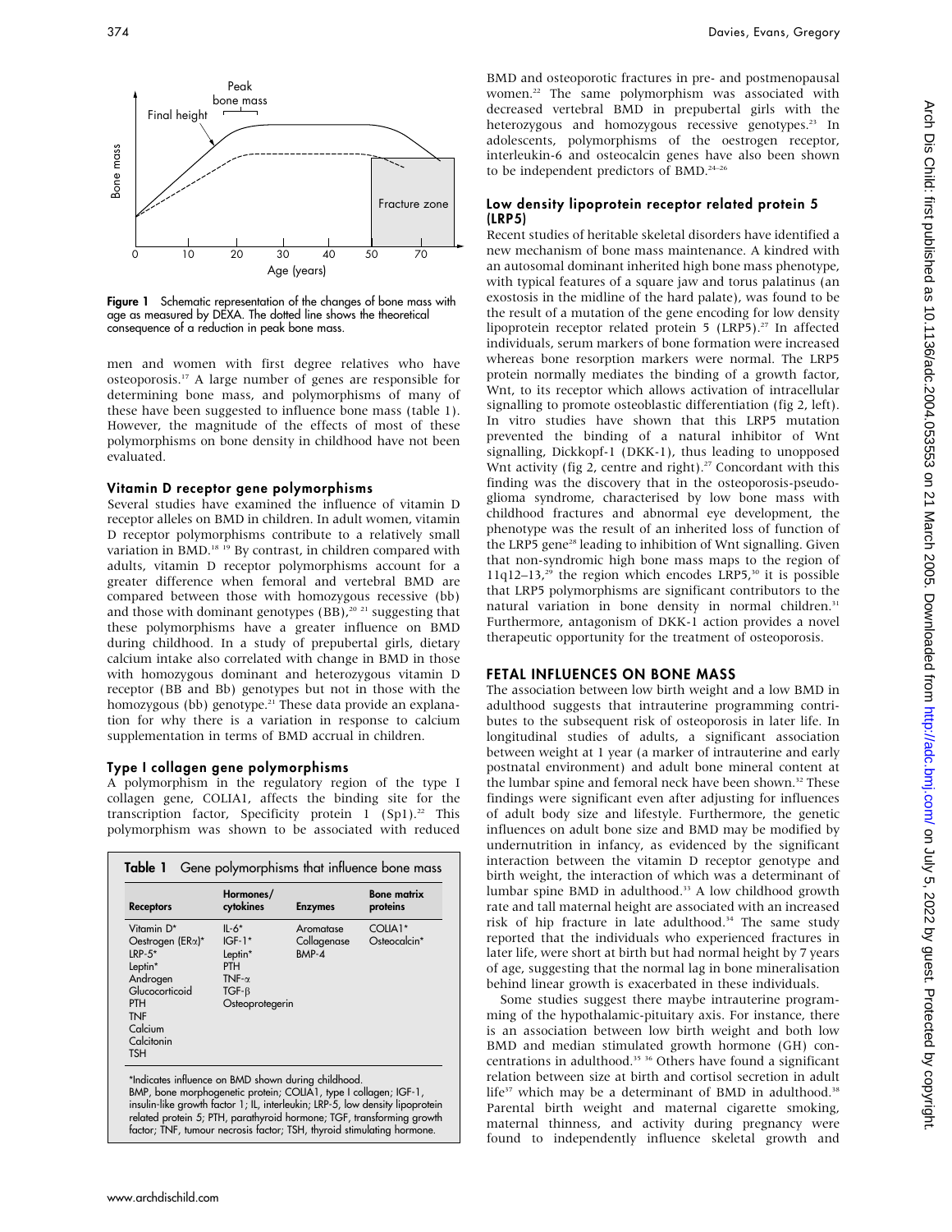Figure 1 Schematic representation of the changes of bone mass with age as measured by DEXA. The dotted line shows the theoretical consequence of a reduction in peak bone mass.

men and women with first degree relatives who have osteoporosis.[17] A large number of genes are responsible for determining bone mass, and polymorphisms of many of these have been suggested to influence bone mass (table 1). However, the magnitude of the effects of most of these polymorphisms on bone density in childhood have not been evaluated.

### Vitamin D receptor gene polymorphisms

Several studies have examined the influence of vitamin D receptor alleles on BMD in children. In adult women, vitamin D receptor polymorphisms contribute to a relatively small variation in BMD.[18 19] By contrast, in children compared with adults, vitamin D receptor polymorphisms account for a greater difference when femoral and vertebral BMD are compared between those with homozygous recessive (bb) and those with dominant genotypes (BB),[20 21] suggesting that these polymorphisms have a greater influence on BMD during childhood. In a study of prepubertal girls, dietary calcium intake also correlated with change in BMD in those with homozygous dominant and heterozygous vitamin D receptor (BB and Bb) genotypes but not in those with the homozygous (bb) genotype.[21] These data provide an explanation for why there is a variation in response to calcium supplementation in terms of BMD accrual in children.

### Type I collagen gene polymorphisms

A polymorphism in the regulatory region of the type I collagen gene, COLIA1, affects the binding site for the transcription factor, Specificity protein 1 (Sp1).[22] This polymorphism was shown to be associated with reduced BMD and osteoporotic fractures in pre- and postmenopausal women.[22] The same polymorphism was associated with decreased vertebral BMD in prepubertal girls with the heterozygous and homozygous recessive genotypes.[23] In adolescents, polymorphisms of the oestrogen receptor, interleukin-6 and osteocalcin genes have also been shown to be independent predictors of BMD.[24–26]

**Table 1** Gene polymorphisms that influence bone mass

| Receptors | Hormones/cytokines | Enzymes | Bone matrix proteins |
|---|---|---|---|
| Vitamin D* | IL-6* | Aromatase | COLIA1* |
| Oestrogen (ERα)* | IGF-1* | Collagenase | Osteocalcin* |
| LRP-5* | Leptin* | BMP-4 | |
| Leptin* | PTH | | |
| Androgen | TNF-α | | |
| Glucocorticoid | TGF-β | | |
| PTH | Osteoprotegerin | | |
| TNF | | | |
| Calcium | | | |
| Calcitonin | | | |
| TSH | | | |

*Indicates influence on BMD shown during childhood.
BMP, bone morphogenetic protein; COLIA1, type I collagen; IGF-1, insulin-like growth factor 1; IL, interleukin; LRP-5, low density lipoprotein related protein 5; PTH, parathyroid hormone; TGF, transforming growth factor; TNF, tumour necrosis factor; TSH, thyroid stimulating hormone.

### Low density lipoprotein receptor related protein 5 (LRP5)

Recent studies of heritable skeletal disorders have identified a new mechanism of bone mass maintenance. A kindred with an autosomal dominant inherited high bone mass phenotype, with typical features of a square jaw and torus palatinus (an exostosis in the midline of the hard palate), was found to be the result of a mutation of the gene encoding for low density lipoprotein receptor related protein 5 (LRP5).[27] In affected individuals, serum markers of bone formation were increased whereas bone resorption markers were normal. The LRP5 protein normally mediates the binding of a growth factor, Wnt, to its receptor which allows activation of intracellular signalling to promote osteoblastic differentiation (fig 2, left). In vitro studies have shown that this LRP5 mutation prevented the binding of a natural inhibitor of Wnt signalling, Dickkopf-1 (DKK-1), thus leading to unopposed Wnt activity (fig 2, centre and right).[27] Concordant with this finding was the discovery that in the osteoporosis-pseudoglioma syndrome, characterised by low bone mass with childhood fractures and abnormal eye development, the phenotype was the result of an inherited loss of function of the LRP5 gene[28] leading to inhibition of Wnt signalling. Given that non-syndromic high bone mass maps to the region of 11q12–13,[29] the region which encodes LRP5,[30] it is possible that LRP5 polymorphisms are significant contributors to the natural variation in bone density in normal children.[31] Furthermore, antagonism of DKK-1 action provides a novel therapeutic opportunity for the treatment of osteoporosis.

## FETAL INFLUENCES ON BONE MASS

The association between low birth weight and a low BMD in adulthood suggests that intrauterine programming contributes to the subsequent risk of osteoporosis in later life. In longitudinal studies of adults, a significant association between weight at 1 year (a marker of intrauterine and early postnatal environment) and adult bone mineral content at the lumbar spine and femoral neck have been shown.[32] These findings were significant even after adjusting for influences of adult body size and lifestyle. Furthermore, the genetic influences on adult bone size and BMD may be modified by undernutrition in infancy, as evidenced by the significant interaction between the vitamin D receptor genotype and birth weight, the interaction of which was a determinant of lumbar spine BMD in adulthood.[33] A low childhood growth rate and tall maternal height are associated with an increased risk of hip fracture in late adulthood.[34] The same study reported that the individuals who experienced fractures in later life, were short at birth but had normal height by 7 years of age, suggesting that the normal lag in bone mineralisation behind linear growth is exacerbated in these individuals.

Some studies suggest there maybe intrauterine programming of the hypothalamic-pituitary axis. For instance, there is an association between low birth weight and both low BMD and median stimulated growth hormone (GH) concentrations in adulthood.[35 36] Others have found a significant relation between size at birth and cortisol secretion in adult life[37] which may be a determinant of BMD in adulthood.[38] Parental birth weight and maternal cigarette smoking, maternal thinness, and activity during pregnancy were found to independently influence skeletal growth and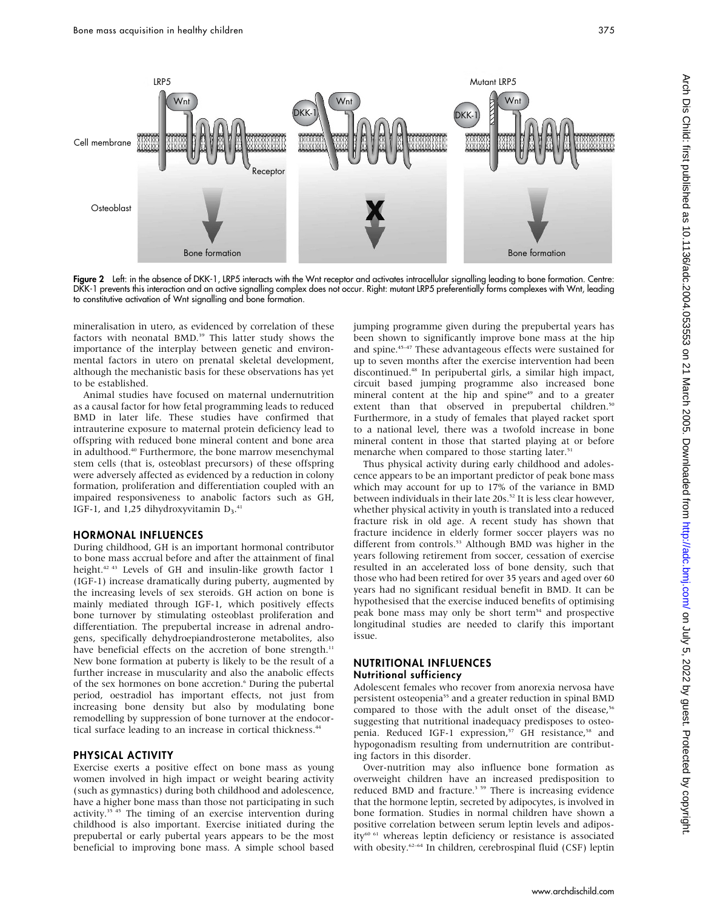Figure 2 Left: in the absence of DKK-1, LRP5 interacts with the Wnt receptor and activates intracellular signalling leading to bone formation. Centre: DKK-1 prevents this interaction and an active signalling complex does not occur. Right: mutant LRP5 preferentially forms complexes with Wnt, leading to constitutive activation of Wnt signalling and bone formation.

mineralisation in utero, as evidenced by correlation of these factors with neonatal BMD.[39] This latter study shows the importance of the interplay between genetic and environmental factors in utero on prenatal skeletal development, although the mechanistic basis for these observations has yet to be established.

Animal studies have focused on maternal undernutrition as a causal factor for how fetal programming leads to reduced BMD in later life. These studies have confirmed that intrauterine exposure to maternal protein deficiency lead to offspring with reduced bone mineral content and bone area in adulthood.[40] Furthermore, the bone marrow mesenchymal stem cells (that is, osteoblast precursors) of these offspring were adversely affected as evidenced by a reduction in colony formation, proliferation and differentiation coupled with an impaired responsiveness to anabolic factors such as GH, IGF-1, and 1,25 dihydroxyvitamin $D_3$.[41]

## HORMONAL INFLUENCES

During childhood, GH is an important hormonal contributor to bone mass accrual before and after the attainment of final height.[42,43] Levels of GH and insulin-like growth factor 1 (IGF-1) increase dramatically during puberty, augmented by the increasing levels of sex steroids. GH action on bone is mainly mediated through IGF-1, which positively effects bone turnover by stimulating osteoblast proliferation and differentiation. The prepubertal increase in adrenal androgens, specifically dehydroepiandrosterone metabolites, also have beneficial effects on the accretion of bone strength.[11] New bone formation at puberty is likely to be the result of a further increase in muscularity and also the anabolic effects of the sex hormones on bone accretion.[6] During the pubertal period, oestradiol has important effects, not just from increasing bone density but also by modulating bone remodelling by suppression of bone turnover at the endocortical surface leading to an increase in cortical thickness.[44]

## PHYSICAL ACTIVITY

Exercise exerts a positive effect on bone mass as young women involved in high impact or weight bearing activity (such as gymnastics) during both childhood and adolescence, have a higher bone mass than those not participating in such activity.[35,45] The timing of an exercise intervention during childhood is also important. Exercise initiated during the prepubertal or early pubertal years appears to be the most beneficial to improving bone mass. A simple school based jumping programme given during the prepubertal years has been shown to significantly improve bone mass at the hip and spine.[45–47] These advantageous effects were sustained for up to seven months after the exercise intervention had been discontinued.[48] In peripubertal girls, a similar high impact, circuit based jumping programme also increased bone mineral content at the hip and spine[49] and to a greater extent than that observed in prepubertal children.[50] Furthermore, in a study of females that played racket sport to a national level, there was a twofold increase in bone mineral content in those that started playing at or before menarche when compared to those starting later.[51]

Thus physical activity during early childhood and adolescence appears to be an important predictor of peak bone mass which may account for up to 17% of the variance in BMD between individuals in their late 20s.[52] It is less clear however, whether physical activity in youth is translated into a reduced fracture risk in old age. A recent study has shown that fracture incidence in elderly former soccer players was no different from controls.[53] Although BMD was higher in the years following retirement from soccer, cessation of exercise resulted in an accelerated loss of bone density, such that those who had been retired for over 35 years and aged over 60 years had no significant residual benefit in BMD. It can be hypothesised that the exercise induced benefits of optimising peak bone mass may only be short term[54] and prospective longitudinal studies are needed to clarify this important issue.

## NUTRITIONAL INFLUENCES

### Nutritional sufficiency

Adolescent females who recover from anorexia nervosa have persistent osteopenia[55] and a greater reduction in spinal BMD compared to those with the adult onset of the disease,[56] suggesting that nutritional inadequacy predisposes to osteopenia. Reduced IGF-1 expression,[57] GH resistance,[58] and hypogonadism resulting from undernutrition are contributing factors in this disorder.

Over-nutrition may also influence bone formation as overweight children have an increased predisposition to reduced BMD and fracture.[3,59] There is increasing evidence that the hormone leptin, secreted by adipocytes, is involved in bone formation. Studies in normal children have shown a positive correlation between serum leptin levels and adiposity[60,61] whereas leptin deficiency or resistance is associated with obesity.[62–64] In children, cerebrospinal fluid (CSF) leptin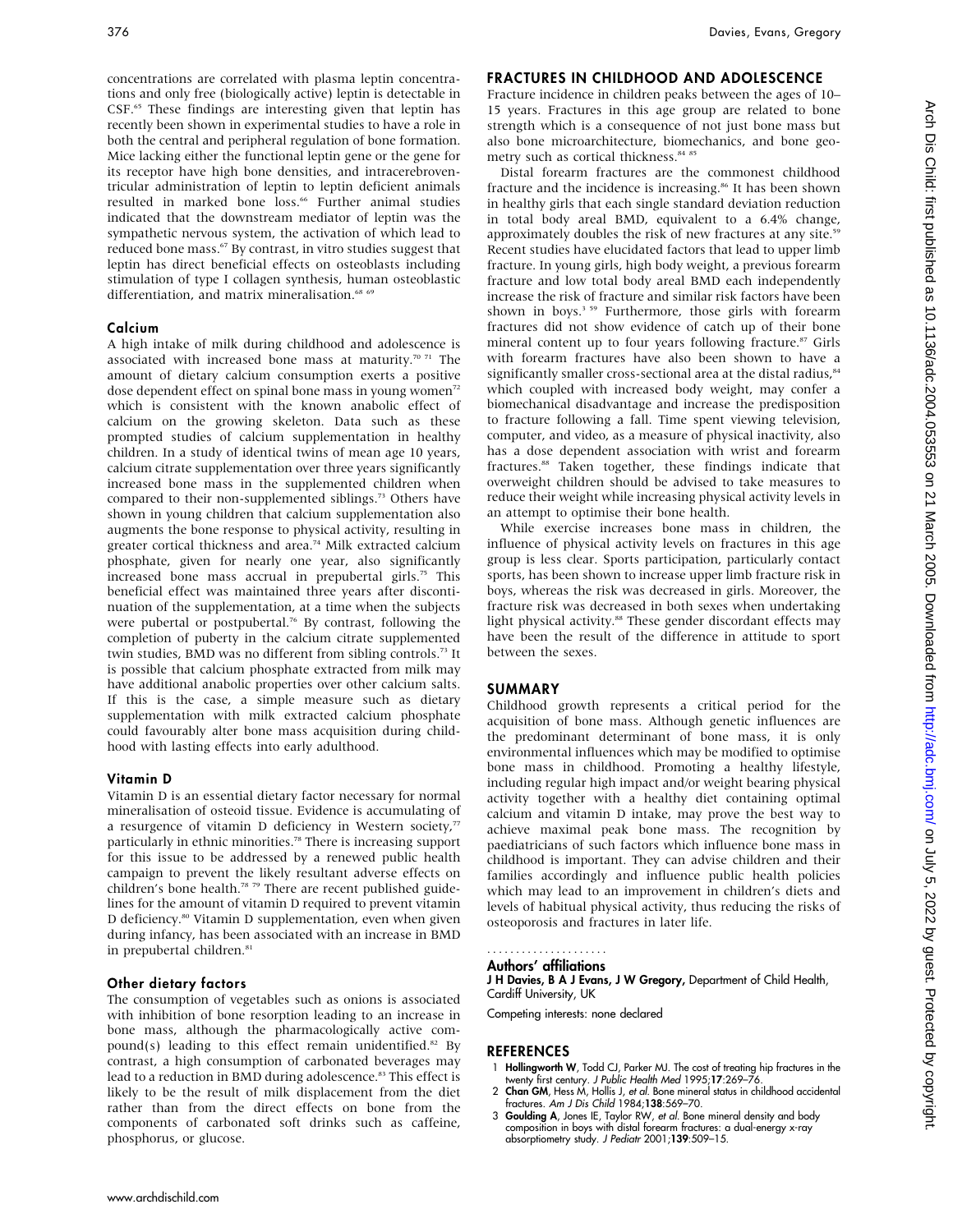concentrations are correlated with plasma leptin concentrations and only free (biologically active) leptin is detectable in CSF.[65] These findings are interesting given that leptin has recently been shown in experimental studies to have a role in both the central and peripheral regulation of bone formation. Mice lacking either the functional leptin gene or the gene for its receptor have high bone densities, and intracerebroventricular administration of leptin to leptin deficient animals resulted in marked bone loss.[66] Further animal studies indicated that the downstream mediator of leptin was the sympathetic nervous system, the activation of which lead to reduced bone mass.[67] By contrast, in vitro studies suggest that leptin has direct beneficial effects on osteoblasts including stimulation of type I collagen synthesis, human osteoblastic differentiation, and matrix mineralisation.[68 69]

### Calcium

A high intake of milk during childhood and adolescence is associated with increased bone mass at maturity.[70 71] The amount of dietary calcium consumption exerts a positive dose dependent effect on spinal bone mass in young women[72] which is consistent with the known anabolic effect of calcium on the growing skeleton. Data such as these prompted studies of calcium supplementation in healthy children. In a study of identical twins of mean age 10 years, calcium citrate supplementation over three years significantly increased bone mass in the supplemented children when compared to their non-supplemented siblings.[73] Others have shown in young children that calcium supplementation also augments the bone response to physical activity, resulting in greater cortical thickness and area.[74] Milk extracted calcium phosphate, given for nearly one year, also significantly increased bone mass accrual in prepubertal girls.[75] This beneficial effect was maintained three years after discontinuation of the supplementation, at a time when the subjects were pubertal or postpubertal.[76] By contrast, following the completion of puberty in the calcium citrate supplemented twin studies, BMD was no different from sibling controls.[73] It is possible that calcium phosphate extracted from milk may have additional anabolic properties over other calcium salts. If this is the case, a simple measure such as dietary supplementation with milk extracted calcium phosphate could favourably alter bone mass acquisition during childhood with lasting effects into early adulthood.

### Vitamin D

Vitamin D is an essential dietary factor necessary for normal mineralisation of osteoid tissue. Evidence is accumulating of a resurgence of vitamin D deficiency in Western society,[77] particularly in ethnic minorities.[78] There is increasing support for this issue to be addressed by a renewed public health campaign to prevent the likely resultant adverse effects on children's bone health.[78 79] There are recent published guidelines for the amount of vitamin D required to prevent vitamin D deficiency.[80] Vitamin D supplementation, even when given during infancy, has been associated with an increase in BMD in prepubertal children.[81]

### Other dietary factors

The consumption of vegetables such as onions is associated with inhibition of bone resorption leading to an increase in bone mass, although the pharmacologically active compound(s) leading to this effect remain unidentified.[82] By contrast, a high consumption of carbonated beverages may lead to a reduction in BMD during adolescence.[83] This effect is likely to be the result of milk displacement from the diet rather than from the direct effects on bone from the components of carbonated soft drinks such as caffeine, phosphorus, or glucose.

## FRACTURES IN CHILDHOOD AND ADOLESCENCE

Fracture incidence in children peaks between the ages of 10–15 years. Fractures in this age group are related to bone strength which is a consequence of not just bone mass but also bone microarchitecture, biomechanics, and bone geometry such as cortical thickness.[84 85]

Distal forearm fractures are the commonest childhood fracture and the incidence is increasing.[86] It has been shown in healthy girls that each single standard deviation reduction in total body areal BMD, equivalent to a 6.4% change, approximately doubles the risk of new fractures at any site.[59] Recent studies have elucidated factors that lead to upper limb fracture. In young girls, high body weight, a previous forearm fracture and low total body areal BMD each independently increase the risk of fracture and similar risk factors have been shown in boys.[3 59] Furthermore, those girls with forearm fractures did not show evidence of catch up of their bone mineral content up to four years following fracture.[87] Girls with forearm fractures have also been shown to have a significantly smaller cross-sectional area at the distal radius,[84] which coupled with increased body weight, may confer a biomechanical disadvantage and increase the predisposition to fracture following a fall. Time spent viewing television, computer, and video, as a measure of physical inactivity, also has a dose dependent association with wrist and forearm fractures.[88] Taken together, these findings indicate that overweight children should be advised to take measures to reduce their weight while increasing physical activity levels in an attempt to optimise their bone health.

While exercise increases bone mass in children, the influence of physical activity levels on fractures in this age group is less clear. Sports participation, particularly contact sports, has been shown to increase upper limb fracture risk in boys, whereas the risk was decreased in girls. Moreover, the fracture risk was decreased in both sexes when undertaking light physical activity.[88] These gender discordant effects may have been the result of the difference in attitude to sport between the sexes.

## SUMMARY

Childhood growth represents a critical period for the acquisition of bone mass. Although genetic influences are the predominant determinant of bone mass, it is only environmental influences which may be modified to optimise bone mass in childhood. Promoting a healthy lifestyle, including regular high impact and/or weight bearing physical activity together with a healthy diet containing optimal calcium and vitamin D intake, may prove the best way to achieve maximal peak bone mass. The recognition by paediatricians of such factors which influence bone mass in childhood is important. They can advise children and their families accordingly and influence public health policies which may lead to an improvement in children's diets and levels of habitual physical activity, thus reducing the risks of osteoporosis and fractures in later life.

### Authors' affiliations

**J H Davies, B A J Evans, J W Gregory,** Department of Child Health, Cardiff University, UK

Competing interests: none declared

## REFERENCES

1. **Hollingworth W**, Todd CJ, Parker MJ. The cost of treating hip fractures in the twenty first century. *J Public Health Med* 1995;**17**:269–76.
2. **Chan GM**, Hess M, Hollis J, *et al*. Bone mineral status in childhood accidental fractures. *Am J Dis Child* 1984;**138**:569–70.
3. **Goulding A**, Jones IE, Taylor RW, *et al*. Bone mineral density and body composition in boys with distal forearm fractures: a dual-energy x-ray absorptiometry study. *J Pediatr* 2001;**139**:509–15.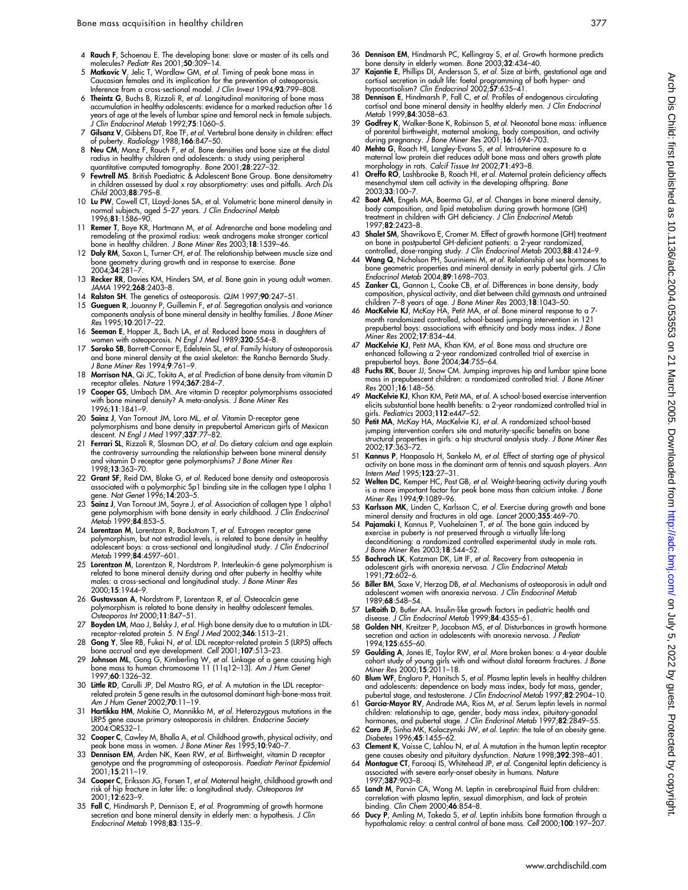4 **Rauch F**, Schoenau E. The developing bone: slave or master of its cells and molecules? *Pediatr Res* 2001;**50**:309–14.

5 **Matkovic V**, Jelic T, Wardlaw GM, *et al*. Timing of peak bone mass in Caucasian females and its implication for the prevention of osteoporosis. Inference from a cross-sectional model. *J Clin Invest* 1994;**93**:799–808.

6 **Theintz G**, Buchs B, Rizzoli R, *et al*. Longitudinal monitoring of bone mass accumulation in healthy adolescents: evidence for a marked reduction after 16 years of age at the levels of lumbar spine and femoral neck in female subjects. *J Clin Endocrinol Metab* 1992;**75**:1060–5.

7 **Gilsanz V**, Gibbens DT, Roe TF, *et al*. Vertebral bone density in children: effect of puberty. *Radiology* 1988;**166**:847–50.

8 **Neu CM**, Manz F, Rauch F, *et al*. Bone densities and bone size at the distal radius in healthy children and adolescents: a study using peripheral quantitative computed tomography. *Bone* 2001;**28**:227–32.

9 **Fewtrell MS**. British Paediatric & Adolescent Bone Group. Bone densitometry in children assessed by dual x ray absorptiometry: uses and pitfalls. *Arch Dis Child* 2003;**88**:795–8.

10 **Lu PW**, Cowell CT, LLoyd-Jones SA, et al. Volumetric bone mineral density in normal subjects, aged 5–27 years. *J Clin Endocrinol Metab* 1996;**81**:1586–90.

11 **Remer T**, Boye KR, Hartmann M, *et al*. Adrenarche and bone modeling and remodeling at the proximal radius: weak androgens make stronger cortical bone in healthy children. *J Bone Miner Res* 2003;**18**:1539–46.

12 **Daly RM**, Saxon L, Turner CH, *et al*. The relationship between muscle size and bone geometry during growth and in response to exercise. *Bone* 2004;**34**:281–7.

13 **Recker RR**, Davies KM, Hinders SM, *et al*. Bone gain in young adult women. *JAMA* 1992;**268**:2403–8.

14 **Ralston SH**. The genetics of osteoporosis. *QJM* 1997;**90**:247–51.

15 **Gueguen R**, Jouanny P, Guillemin F, *et al*. Segregation analysis and variance components analysis of bone mineral density in healthy families. *J Bone Miner Res* 1995;**10**:2017–22.

16 **Seeman E**, Hopper JL, Bach LA, *et al*. Reduced bone mass in daughters of women with osteoporosis. *N Engl J Med* 1989;**320**:554–8.

17 **Soroko SB**, Barrett-Connor E, Edelstein SL, *et al*. Family history of osteoporosis and bone mineral density at the axial skeleton: the Rancho Bernardo Study. *J Bone Miner Res* 1994;**9**:761–9.

18 **Morrison NA**, Qi JC, Tokita A, *et al*. Prediction of bone density from vitamin D receptor alleles. *Nature* 1994;**367**:284–7.

19 **Cooper GS**, Umbach DM. Are vitamin D receptor polymorphisms associated with bone mineral density? A meta-analysis. *J Bone Miner Res* 1996;**11**:1841–9.

20 **Sainz J**, Van Tornout JM, Loro ML, *et al*. Vitamin D-receptor gene polymorphisms and bone density in prepubertal American girls of Mexican descent. *N Engl J Med* 1997;**337**:77–82.

21 **Ferrari SL**, Rizzoli R, Slosman DO, *et al*. Do dietary calcium and age explain the controversy surrounding the relationship between bone mineral density and vitamin D receptor gene polymorphisms? *J Bone Miner Res* 1998;**13**:363–70.

22 **Grant SF**, Reid DM, Blake G, *et al*. Reduced bone density and osteoporosis associated with a polymorphic Sp1 binding site in the collagen type I alpha 1 gene. *Nat Genet* 1996;**14**:203–5.

23 **Sainz J**, Van Tornout JM, Sayre J, *et al*. Association of collagen type 1 alpha1 gene polymorphism with bone density in early childhood. *J Clin Endocrinol Metab* 1999;**84**:853–5.

24 **Lorentzon M**, Lorentzon R, Backstrom T, *et al*. Estrogen receptor gene polymorphism, but not estradiol levels, is related to bone density in healthy adolescent boys: a cross-sectional and longitudinal study. *J Clin Endocrinol Metab* 1999;**84**:4597–601.

25 **Lorentzon M**, Lorentzon R, Nordstrom P. Interleukin-6 gene polymorphism is related to bone mineral density during and after puberty in healthy white males: a cross-sectional and longitudinal study. *J Bone Miner Res* 2000;**15**:1944–9.

26 **Gustavsson A**, Nordstrom P, Lorentzon R, *et al*. Osteocalcin gene polymorphism is related to bone density in healthy adolescent females. *Osteoporos Int* 2000;**11**:847–51.

27 **Boyden LM**, Mao J, Belsky J, *et al*. High bone density due to a mutation in LDL-receptor-related protein 5. *N Engl J Med* 2002;**346**:1513–21.

28 **Gong Y**, Slee RB, Fukai N, *et al*. LDL receptor-related protein 5 (LRP5) affects bone accrual and eye development. *Cell* 2001;**107**:513–23.

29 **Johnson ML**, Gong G, Kimberling W, *et al*. Linkage of a gene causing high bone mass to human chromosome 11 (11q12–13). *Am J Hum Genet* 1997;**60**:1326–32.

30 **Little RD**, Carulli JP, Del Mastro RG, *et al*. A mutation in the LDL receptor-related protein 5 gene results in the autosomal dominant high-bone-mass trait. *Am J Hum Genet* 2002;**70**:11–19.

31 **Hartikka HM**, Makitie O, Mannikko M, *et al*. Heterozygous mutations in the LRP5 gene cause primary osteoporosis in children. *Endocrine Society* 2004:ORS32–1.

32 **Cooper C**, Cawley M, Bhalla A, *et al*. Childhood growth, physical activity, and peak bone mass in women. *J Bone Miner Res* 1995;**10**:940–7.

33 **Dennison EM**, Arden NK, Keen RW, *et al*. Birthweight, vitamin D receptor genotype and the programming of osteoporosis. *Paediatr Perinat Epidemiol* 2001;**15**:211–19.

34 **Cooper C**, Eriksson JG, Forsen T, *et al*. Maternal height, childhood growth and risk of hip fracture in later life: a longitudinal study. *Osteoporos Int* 2001;**12**:623–9.

35 **Fall C**, Hindmarsh P, Dennison E, *et al*. Programming of growth hormone secretion and bone mineral density in elderly men: a hypothesis. *J Clin Endocrinol Metab* 1998;**83**:135–9.

36 **Dennison EM**, Hindmarsh PC, Kellingray S, *et al*. Growth hormone predicts bone density in elderly women. *Bone* 2003;**32**:434–40.

37 **Kajantie E**, Phillips DI, Andersson S, *et al*. Size at birth, gestational age and cortisol secretion in adult life: foetal programming of both hyper- and hypocortisolism? *Clin Endocrinol* 2002;**57**:635–41.

38 **Dennison E**, Hindmarsh P, Fall C, *et al*. Profiles of endogenous circulating cortisol and bone mineral density in healthy elderly men. *J Clin Endocrinol Metab* 1999;**84**:3058–63.

39 **Godfrey K**, Walker-Bone K, Robinson S, *et al*. Neonatal bone mass: influence of parental birthweight, maternal smoking, body composition, and activity during pregnancy. *J Bone Miner Res* 2001;**16**:1694–703.

40 **Mehta G**, Roach HI, Langley-Evans S, *et al*. Intrauterine exposure to a maternal low protein diet reduces adult bone mass and alters growth plate morphology in rats. *Calcif Tissue Int* 2002;**71**:493–8.

41 **Oreffo RO**, Lashbrooke B, Roach HI, *et al*. Maternal protein deficiency affects mesenchymal stem cell activity in the developing offspring. *Bone* 2003;**33**:100–7.

42 **Boot AM**, Engels MA, Boerma GJ, *et al*. Changes in bone mineral density, body composition, and lipid metabolism during growth hormone (GH) treatment in children with GH deficiency. *J Clin Endocrinol Metab* 1997;**82**:2423–8.

43 **Shalet SM**, Shavrikova E, Cromer M. Effect of growth hormone (GH) treatment on bone in postpubertal GH-deficient patients: a 2-year randomized, controlled, dose-ranging study. *J Clin Endocrinol Metab* 2003;**88**:4124–9.

44 **Wang Q**, Nicholson PH, Suuriniemi M, *et al*. Relationship of sex hormones to bone geometric properties and mineral density in early pubertal girls. *J Clin Endocrinol Metab* 2004;**89**:1698–703.

45 **Zanker CL**, Gannon L, Cooke CB, *et al*. Differences in bone density, body composition, physical activity, and diet between child gymnasts and untrained children 7–8 years of age. *J Bone Miner Res* 2003;**18**:1043–50.

46 **MacKelvie KJ**, McKay HA, Petit MA, *et al*. Bone mineral response to a 7-month randomized controlled, school-based jumping intervention in 121 prepubertal boys: associations with ethnicity and body mass index. *J Bone Miner Res* 2002;**17**:834–44.

47 **MacKelvie KJ**, Petit MA, Khan KM, *et al*. Bone mass and structure are enhanced following a 2-year randomized controlled trial of exercise in prepubertal boys. *Bone* 2004;**34**:755–64.

48 **Fuchs RK**, Bauer JJ, Snow CM. Jumping improves hip and lumbar spine bone mass in prepubescent children: a randomized controlled trial. *J Bone Miner Res* 2001;**16**:148–56.

49 **MacKelvie KJ**, Khan KM, Petit MA, *et al*. A school-based exercise intervention elicits substantial bone health benefits: a 2-year randomized controlled trial in girls. *Pediatrics* 2003;**112**:e447–52.

50 **Petit MA**, McKay HA, MacKelvie KJ, *et al*. A randomized school-based jumping intervention confers site and maturity-specific benefits on bone structural properties in girls: a hip structural analysis study. *J Bone Miner Res* 2002;**17**:363–72.

51 **Kannus P**, Haapasalo H, Sankelo M, *et al*. Effect of starting age of physical activity on bone mass in the dominant arm of tennis and squash players. *Ann Intern Med* 1995;**123**:27–31.

52 **Welten DC**, Kemper HC, Post GB, *et al*. Weight-bearing activity during youth is a more important factor for peak bone mass than calcium intake. *J Bone Miner Res* 1994;**9**:1089–96.

53 **Karlsson MK**, Linden C, Karlsson C, *et al*. Exercise during growth and bone mineral density and fractures in old age. *Lancet* 2000;**355**:469–70.

54 **Pajamaki I**, Kannus P, Vuohelainen T, *et al*. The bone gain induced by exercise in puberty is not preserved through a virtually life-long deconditioning: a randomized controlled experimental study in male rats. *J Bone Miner Res* 2003;**18**:544–52.

55 **Bachrach LK**, Katzman DK, Litt IF, *et al*. Recovery from osteopenia in adolescent girls with anorexia nervosa. *J Clin Endocrinol Metab* 1991;**72**:602–6.

56 **Biller BM**, Saxe V, Herzog DB, *et al*. Mechanisms of osteoporosis in adult and adolescent women with anorexia nervosa. *J Clin Endocrinol Metab* 1989;**68**:548–54.

57 **LeRoith D**, Butler AA. Insulin-like growth factors in pediatric health and disease. *J Clin Endocrinol Metab* 1999;**84**:4355–61.

58 **Golden NH**, Kreitzer P, Jacobson MS, *et al*. Disturbances in growth hormone secretion and action in adolescents with anorexia nervosa. *J Pediatr* 1994;**125**:655–60.

59 **Goulding A**, Jones IE, Taylor RW, *et al*. More broken bones: a 4-year double cohort study of young girls with and without distal forearm fractures. *J Bone Miner Res* 2000;**15**:2011–18.

60 **Blum WF**, Englaro P, Hanitsch S, *et al*. Plasma leptin levels in healthy children and adolescents: dependence on body mass index, body fat mass, gender, pubertal stage, and testosterone. *J Clin Endocrinol Metab* 1997;**82**:2904–10.

61 **Garcia-Mayor RV**, Andrade MA, Rios M, *et al*. Serum leptin levels in normal children: relationship to age, gender, body mass index, pituitary-gonadal hormones, and pubertal stage. *J Clin Endcrinol Metab* 1997;**82**:2849–55.

62 **Caro JF**, Sinha MK, Kolaczynski JW, *et al*. Leptin: the tale of an obesity gene. *Diabetes* 1996;**45**:1455–62.

63 **Clement K**, Vaisse C, Lahlou N, *et al*. A mutation in the human leptin receptor gene causes obesity and pituitary dysfunction. *Nature* 1998;**392**:398–401.

64 **Montague CT**, Farooqi IS, Whitehead JP, *et al*. Congenital leptin deficiency is associated with severe early-onset obesity in humans. *Nature* 1997;**387**:903–8.

65 **Landt M**, Parvin CA, Wong M. Leptin in cerebrospinal fluid from children: correlation with plasma leptin, sexual dimorphism, and lack of protein binding. *Clin Chem* 2000;**46**:854–8.

66 **Ducy P**, Amling M, Takeda S, *et al*. Leptin inhibits bone formation through a hypothalamic relay: a central control of bone mass. *Cell* 2000;**100**:197–207.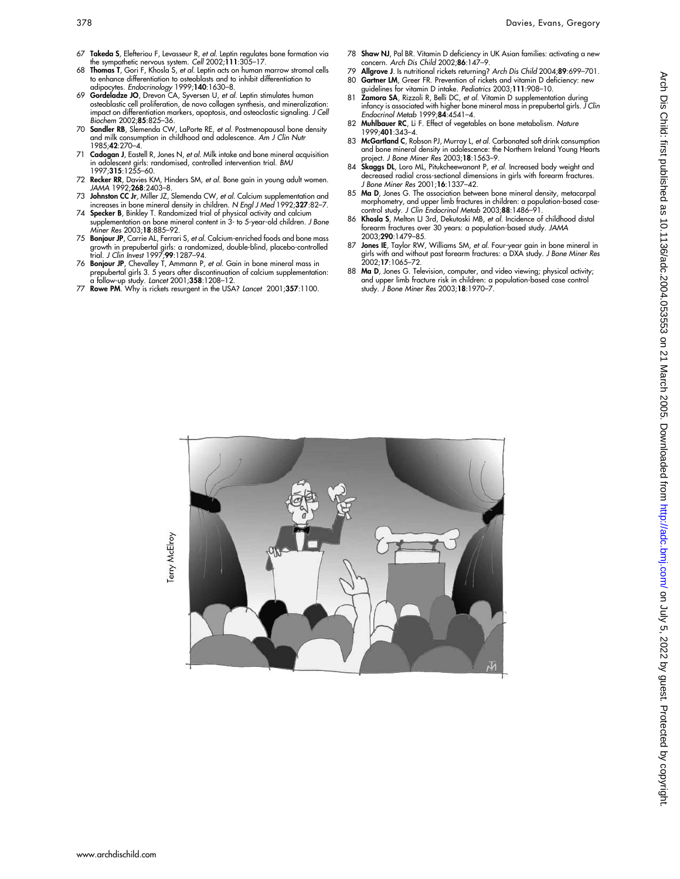67 **Takeda S**, Elefteriou F, Levasseur R, *et al*. Leptin regulates bone formation via the sympathetic nervous system. *Cell* 2002;**111**:305–17.

68 **Thomas T**, Gori F, Khosla S, *et al*. Leptin acts on human marrow stromal cells to enhance differentiation to osteoblasts and to inhibit differentiation to adipocytes. *Endocrinology* 1999;**140**:1630–8.

69 **Gordeladze JO**, Drevon CA, Syversen U, *et al*. Leptin stimulates human osteoblastic cell proliferation, de novo collagen synthesis, and mineralization: impact on differentiation markers, apoptosis, and osteoclastic signaling. *J Cell Biochem* 2002;**85**:825–36.

70 **Sandler RB**, Slemenda CW, LaPorte RE, *et al*. Postmenopausal bone density and milk consumption in childhood and adolescence. *Am J Clin Nutr* 1985;**42**:270–4.

71 **Cadogan J**, Eastell R, Jones N, *et al*. Milk intake and bone mineral acquisition in adolescent girls: randomised, controlled intervention trial. *BMJ* 1997;**315**:1255–60.

72 **Recker RR**, Davies KM, Hinders SM, *et al*. Bone gain in young adult women. *JAMA* 1992;**268**:2403–8.

73 **Johnston CC Jr**, Miller JZ, Slemenda CW, *et al*. Calcium supplementation and increases in bone mineral density in children. *N Engl J Med* 1992;**327**:82–7.

74 **Specker B**, Binkley T. Randomized trial of physical activity and calcium supplementation on bone mineral content in 3- to 5-year-old children. *J Bone Miner Res* 2003;**18**:885–92.

75 **Bonjour JP**, Carrie AL, Ferrari S, *et al*. Calcium-enriched foods and bone mass growth in prepubertal girls: a randomized, double-blind, placebo-controlled trial. *J Clin Invest* 1997;**99**:1287–94.

76 **Bonjour JP**, Chevalley T, Ammann P, *et al*. Gain in bone mineral mass in prepubertal girls 3. 5 years after discontinuation of calcium supplementation: a follow-up study. *Lancet* 2001;**358**:1208–12.

77 **Rowe PM**. Why is rickets resurgent in the USA? *Lancet* 2001;**357**:1100.

78 **Shaw NJ**, Pal BR. Vitamin D deficiency in UK Asian families: activating a new concern. *Arch Dis Child* 2002;**86**:147–9.

79 **Allgrove J**. Is nutritional rickets returning? *Arch Dis Child* 2004;**89**:699–701.

80 **Gartner LM**, Greer FR. Prevention of rickets and vitamin D deficiency: new guidelines for vitamin D intake. *Pediatrics* 2003;**111**:908–10.

81 **Zamora SA**, Rizzoli R, Belli DC, *et al*. Vitamin D supplementation during infancy is associated with higher bone mineral mass in prepubertal girls. *J Clin Endocrinol Metab* 1999;**84**:4541–4.

82 **Muhlbauer RC**, Li F. Effect of vegetables on bone metabolism. *Nature* 1999;**401**:343–4.

83 **McGartland C**, Robson PJ, Murray L, *et al*. Carbonated soft drink consumption and bone mineral density in adolescence: the Northern Ireland Young Hearts project. *J Bone Miner Res* 2003;**18**:1563–9.

84 **Skaggs DL**, Loro ML, Pitukcheewanont P, *et al*. Increased body weight and decreased radial cross-sectional dimensions in girls with forearm fractures. *J Bone Miner Res* 2001;**16**:1337–42.

85 **Ma D**, Jones G. The association between bone mineral density, metacarpal morphometry, and upper limb fractures in children: a population-based case-control study. *J Clin Endocrinol Metab* 2003;**88**:1486–91.

86 **Khosla S**, Melton LJ 3rd, Dekutoski MB, *et al*. Incidence of childhood distal forearm fractures over 30 years: a population-based study. *JAMA* 2003;**290**:1479–85.

87 **Jones IE**, Taylor RW, Williams SM, *et al*. Four-year gain in bone mineral in girls with and without past forearm fractures: a DXA study. *J Bone Miner Res* 2002;**17**:1065–72.

88 **Ma D**, Jones G. Television, computer, and video viewing; physical activity; and upper limb fracture risk in children: a population-based case control study. *J Bone Miner Res* 2003;**18**:1970–7.

Terry McElroy